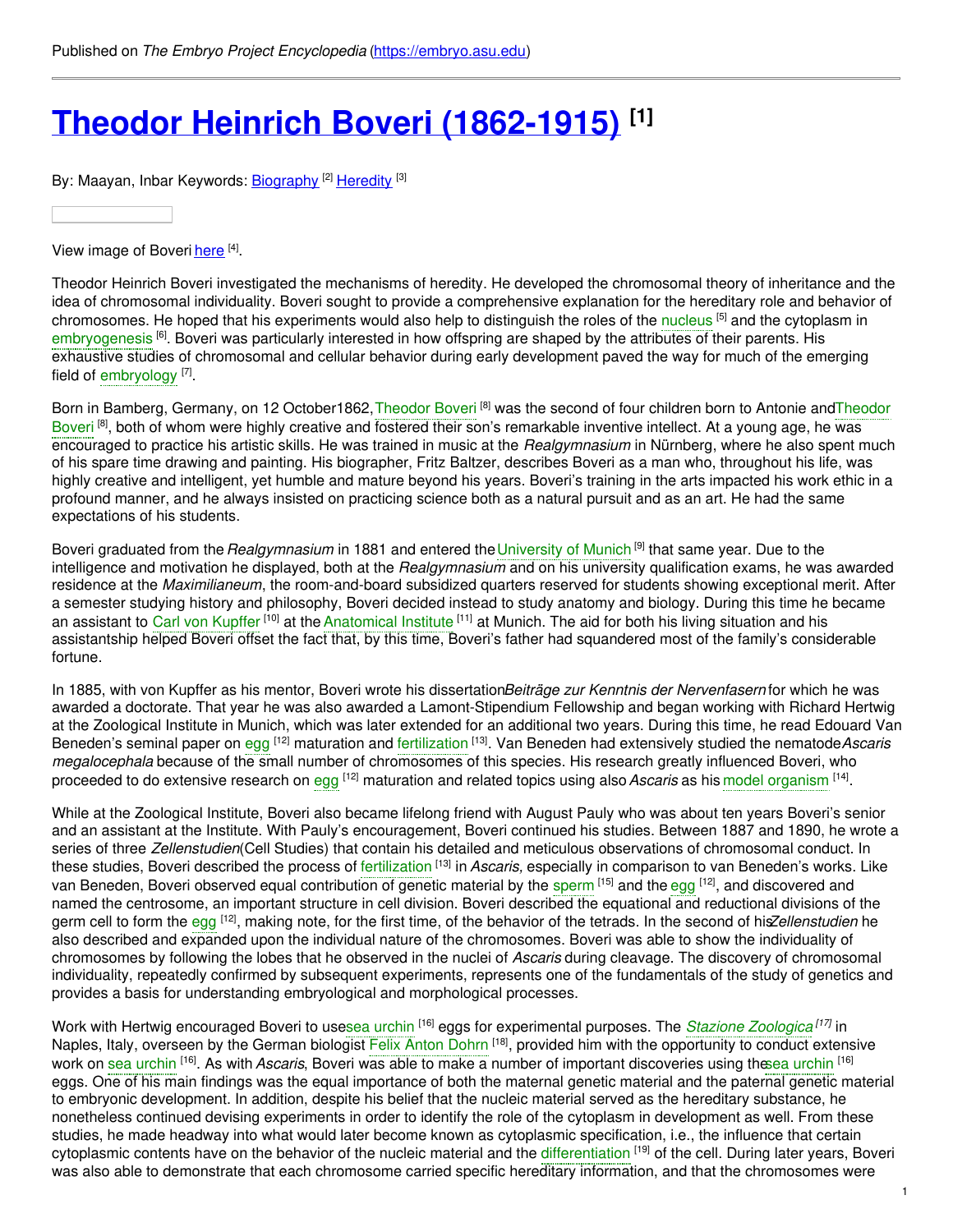Published on *The Embryo Project Encyclopedia* (https://embryo.asu.edu)

# Theodor Heinrich Boveri (1862-1915) [1]

By: Maayan, Inbar Keywords: Biography [2] Heredity [3]

View image of Boveri here [4].

Theodor Heinrich Boveri investigated the mechanisms of heredity. He developed the chromosomal theory of inheritance and the idea of chromosomal individuality. Boveri sought to provide a comprehensive explanation for the hereditary role and behavior of chromosomes. He hoped that his experiments would also help to distinguish the roles of the nucleus [5] and the cytoplasm in embryogenesis [6]. Boveri was particularly interested in how offspring are shaped by the attributes of their parents. His exhaustive studies of chromosomal and cellular behavior during early development paved the way for much of the emerging field of embryology [7].

Born in Bamberg, Germany, on 12 October1862, Theodor Boveri [8] was the second of four children born to Antonie and Theodor Boveri [8], both of whom were highly creative and fostered their son's remarkable inventive intellect. At a young age, he was encouraged to practice his artistic skills. He was trained in music at the *Realgymnasium* in Nürnberg, where he also spent much of his spare time drawing and painting. His biographer, Fritz Baltzer, describes Boveri as a man who, throughout his life, was highly creative and intelligent, yet humble and mature beyond his years. Boveri's training in the arts impacted his work ethic in a profound manner, and he always insisted on practicing science both as a natural pursuit and as an art. He had the same expectations of his students.

Boveri graduated from the *Realgymnasium* in 1881 and entered the University of Munich [9] that same year. Due to the intelligence and motivation he displayed, both at the *Realgymnasium* and on his university qualification exams, he was awarded residence at the *Maximilianeum*, the room-and-board subsidized quarters reserved for students showing exceptional merit. After a semester studying history and philosophy, Boveri decided instead to study anatomy and biology. During this time he became an assistant to Carl von Kupffer [10] at the Anatomical Institute [11] at Munich. The aid for both his living situation and his assistantship helped Boveri offset the fact that, by this time, Boveri's father had squandered most of the family's considerable fortune.

In 1885, with von Kupffer as his mentor, Boveri wrote his dissertation *Beiträge zur Kenntnis der Nervenfasern* for which he was awarded a doctorate. That year he was also awarded a Lamont-Stipendium Fellowship and began working with Richard Hertwig at the Zoological Institute in Munich, which was later extended for an additional two years. During this time, he read Edouard Van Beneden's seminal paper on egg [12] maturation and fertilization [13]. Van Beneden had extensively studied the nematode *Ascaris megalocephala* because of the small number of chromosomes of this species. His research greatly influenced Boveri, who proceeded to do extensive research on egg [12] maturation and related topics using also *Ascaris* as his model organism [14].

While at the Zoological Institute, Boveri also became lifelong friend with August Pauly who was about ten years Boveri's senior and an assistant at the Institute. With Pauly's encouragement, Boveri continued his studies. Between 1887 and 1890, he wrote a series of three *Zellenstudien* (Cell Studies) that contain his detailed and meticulous observations of chromosomal conduct. In these studies, Boveri described the process of fertilization [13] in *Ascaris,* especially in comparison to van Beneden's works. Like van Beneden, Boveri observed equal contribution of genetic material by the sperm [15] and the egg [12], and discovered and named the centrosome, an important structure in cell division. Boveri described the equational and reductional divisions of the germ cell to form the egg [12], making note, for the first time, of the behavior of the tetrads. In the second of his *Zellenstudien* he also described and expanded upon the individual nature of the chromosomes. Boveri was able to show the individuality of chromosomes by following the lobes that he observed in the nuclei of *Ascaris* during cleavage. The discovery of chromosomal individuality, repeatedly confirmed by subsequent experiments, represents one of the fundamentals of the study of genetics and provides a basis for understanding embryological and morphological processes.

Work with Hertwig encouraged Boveri to use sea urchin [16] eggs for experimental purposes. The *Stazione Zoologica* [17] in Naples, Italy, overseen by the German biologist Felix Anton Dohrn [18], provided him with the opportunity to conduct extensive work on sea urchin [16]. As with *Ascaris*, Boveri was able to make a number of important discoveries using the sea urchin [16] eggs. One of his main findings was the equal importance of both the maternal genetic material and the paternal genetic material to embryonic development. In addition, despite his belief that the nucleic material served as the hereditary substance, he nonetheless continued devising experiments in order to identify the role of the cytoplasm in development as well. From these studies, he made headway into what would later become known as cytoplasmic specification, i.e., the influence that certain cytoplasmic contents have on the behavior of the nucleic material and the differentiation [19] of the cell. During later years, Boveri was also able to demonstrate that each chromosome carried specific hereditary information, and that the chromosomes were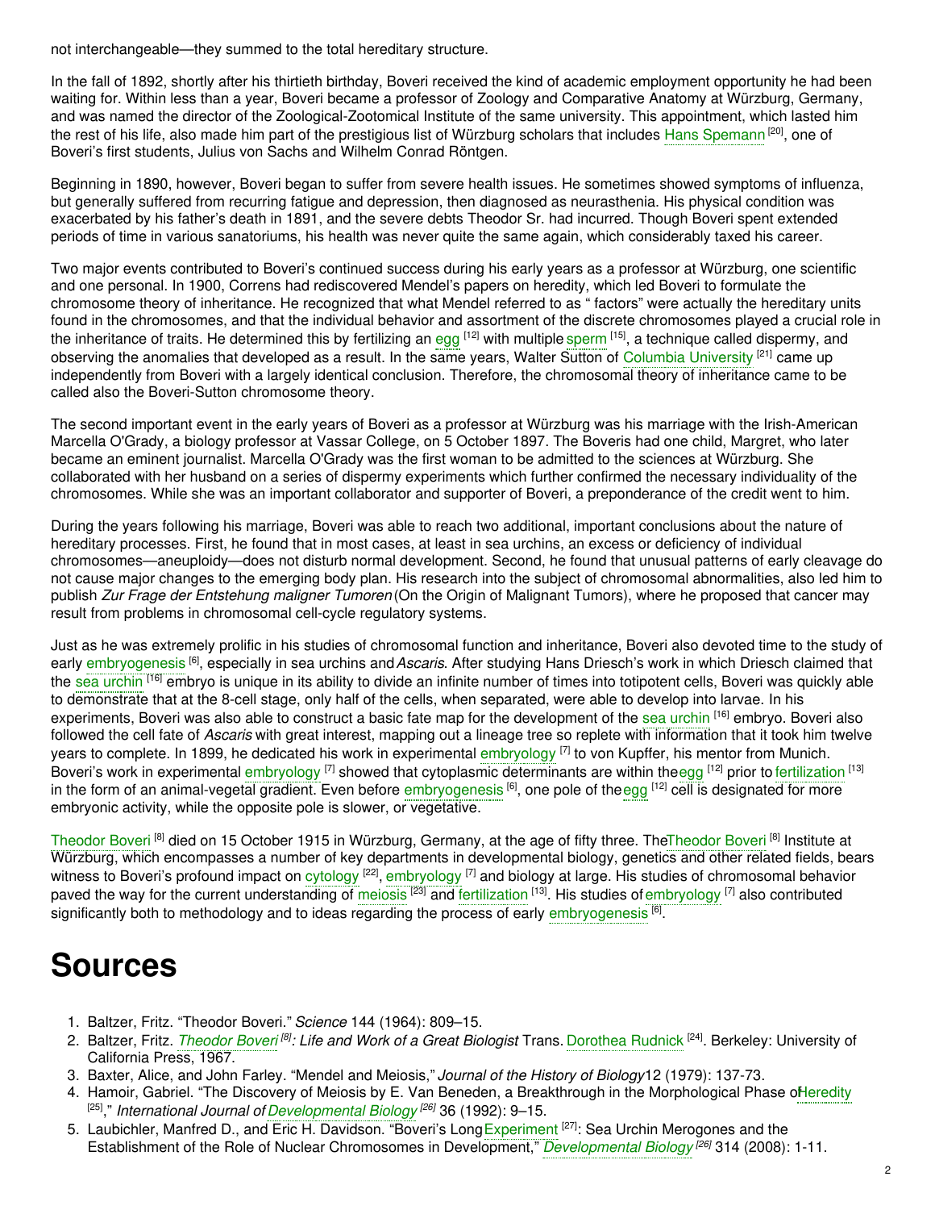not interchangeable—they summed to the total hereditary structure.

In the fall of 1892, shortly after his thirtieth birthday, Boveri received the kind of academic employment opportunity he had been waiting for. Within less than a year, Boveri became a professor of Zoology and Comparative Anatomy at Würzburg, Germany, and was named the director of the Zoological-Zootomical Institute of the same university. This appointment, which lasted him the rest of his life, also made him part of the prestigious list of Würzburg scholars that includes Hans Spemann [20], one of Boveri's first students, Julius von Sachs and Wilhelm Conrad Röntgen.

Beginning in 1890, however, Boveri began to suffer from severe health issues. He sometimes showed symptoms of influenza, but generally suffered from recurring fatigue and depression, then diagnosed as neurasthenia. His physical condition was exacerbated by his father's death in 1891, and the severe debts Theodor Sr. had incurred. Though Boveri spent extended periods of time in various sanatoriums, his health was never quite the same again, which considerably taxed his career.

Two major events contributed to Boveri's continued success during his early years as a professor at Würzburg, one scientific and one personal. In 1900, Correns had rediscovered Mendel's papers on heredity, which led Boveri to formulate the chromosome theory of inheritance. He recognized that what Mendel referred to as " factors" were actually the hereditary units found in the chromosomes, and that the individual behavior and assortment of the discrete chromosomes played a crucial role in the inheritance of traits. He determined this by fertilizing an egg [12] with multiple sperm [15], a technique called dispermy, and observing the anomalies that developed as a result. In the same years, Walter Sutton of Columbia University [21] came up independently from Boveri with a largely identical conclusion. Therefore, the chromosomal theory of inheritance came to be called also the Boveri-Sutton chromosome theory.

The second important event in the early years of Boveri as a professor at Würzburg was his marriage with the Irish-American Marcella O'Grady, a biology professor at Vassar College, on 5 October 1897. The Boveris had one child, Margret, who later became an eminent journalist. Marcella O'Grady was the first woman to be admitted to the sciences at Würzburg. She collaborated with her husband on a series of dispermy experiments which further confirmed the necessary individuality of the chromosomes. While she was an important collaborator and supporter of Boveri, a preponderance of the credit went to him.

During the years following his marriage, Boveri was able to reach two additional, important conclusions about the nature of hereditary processes. First, he found that in most cases, at least in sea urchins, an excess or deficiency of individual chromosomes—aneuploidy—does not disturb normal development. Second, he found that unusual patterns of early cleavage do not cause major changes to the emerging body plan. His research into the subject of chromosomal abnormalities, also led him to publish *Zur Frage der Entstehung maligner Tumoren* (On the Origin of Malignant Tumors), where he proposed that cancer may result from problems in chromosomal cell-cycle regulatory systems.

Just as he was extremely prolific in his studies of chromosomal function and inheritance, Boveri also devoted time to the study of early embryogenesis [6], especially in sea urchins and *Ascaris*. After studying Hans Driesch's work in which Driesch claimed that the sea urchin [16] embryo is unique in its ability to divide an infinite number of times into totipotent cells, Boveri was quickly able to demonstrate that at the 8-cell stage, only half of the cells, when separated, were able to develop into larvae. In his experiments, Boveri was also able to construct a basic fate map for the development of the sea urchin [16] embryo. Boveri also followed the cell fate of *Ascaris* with great interest, mapping out a lineage tree so replete with information that it took him twelve years to complete. In 1899, he dedicated his work in experimental embryology [7] to von Kupffer, his mentor from Munich. Boveri's work in experimental embryology [7] showed that cytoplasmic determinants are within the egg [12] prior to fertilization [13] in the form of an animal-vegetal gradient. Even before embryogenesis [6], one pole of the egg [12] cell is designated for more embryonic activity, while the opposite pole is slower, or vegetative.

Theodor Boveri [8] died on 15 October 1915 in Würzburg, Germany, at the age of fifty three. The Theodor Boveri [8] Institute at Würzburg, which encompasses a number of key departments in developmental biology, genetics and other related fields, bears witness to Boveri's profound impact on cytology [22], embryology [7] and biology at large. His studies of chromosomal behavior paved the way for the current understanding of meiosis [23] and fertilization [13]. His studies of embryology [7] also contributed significantly both to methodology and to ideas regarding the process of early embryogenesis [6].

# Sources

1. Baltzer, Fritz. "Theodor Boveri." *Science* 144 (1964): 809–15.
2. Baltzer, Fritz. *Theodor Boveri [8]: Life and Work of a Great Biologist* Trans. Dorothea Rudnick [24]. Berkeley: University of California Press, 1967.
3. Baxter, Alice, and John Farley. "Mendel and Meiosis," *Journal of the History of Biology* 12 (1979): 137-73.
4. Hamoir, Gabriel. "The Discovery of Meiosis by E. Van Beneden, a Breakthrough in the Morphological Phase of Heredity [25]," *International Journal of Developmental Biology [26]* 36 (1992): 9–15.
5. Laubichler, Manfred D., and Eric H. Davidson. "Boveri's Long Experiment [27]: Sea Urchin Merogones and the Establishment of the Role of Nuclear Chromosomes in Development," *Developmental Biology [26]* 314 (2008): 1-11.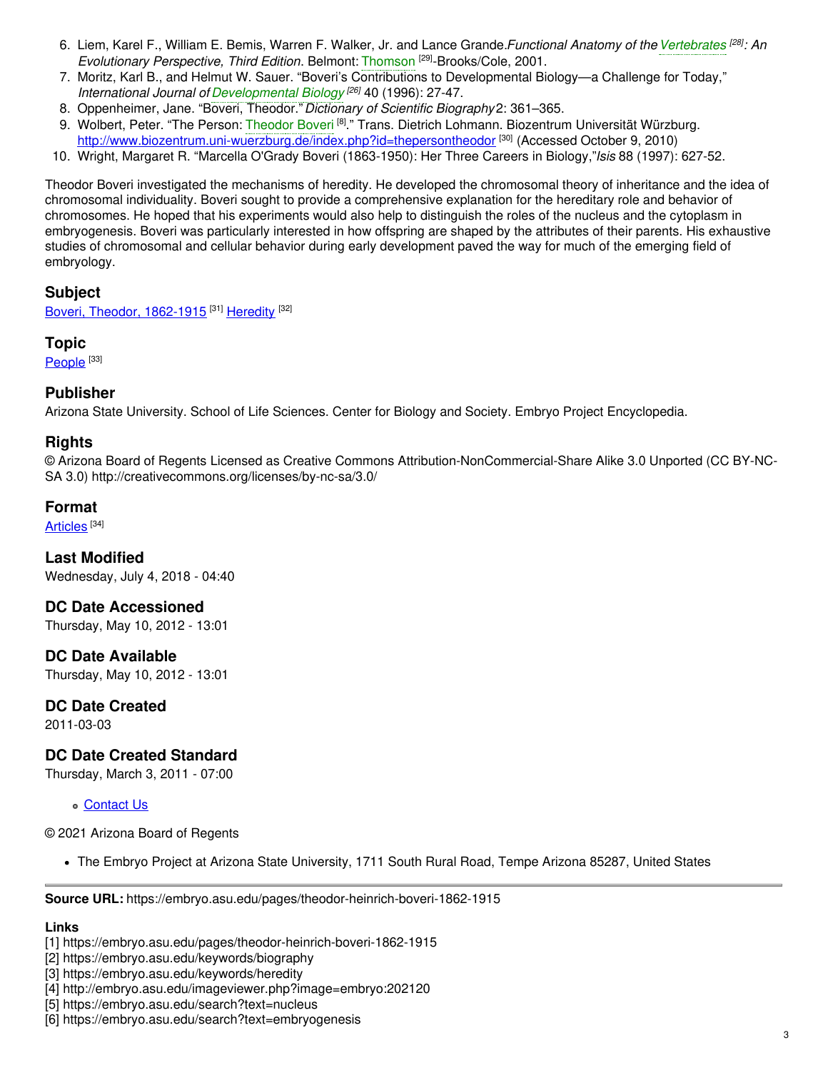6. Liem, Karel F., William E. Bemis, Warren F. Walker, Jr. and Lance Grande. *Functional Anatomy of the Vertebrates [28]: An Evolutionary Perspective, Third Edition*. Belmont: Thomson [29]-Brooks/Cole, 2001.
7. Moritz, Karl B., and Helmut W. Sauer. "Boveri's Contributions to Developmental Biology—a Challenge for Today," *International Journal of Developmental Biology [26]* 40 (1996): 27-47.
8. Oppenheimer, Jane. "Boveri, Theodor." *Dictionary of Scientific Biography* 2: 361–365.
9. Wolbert, Peter. "The Person: Theodor Boveri [8]." Trans. Dietrich Lohmann. Biozentrum Universität Würzburg. http://www.biozentrum.uni-wuerzburg.de/index.php?id=thepersontheodor [30] (Accessed October 9, 2010)
10. Wright, Margaret R. "Marcella O'Grady Boveri (1863-1950): Her Three Careers in Biology," *Isis* 88 (1997): 627-52.

Theodor Boveri investigated the mechanisms of heredity. He developed the chromosomal theory of inheritance and the idea of chromosomal individuality. Boveri sought to provide a comprehensive explanation for the hereditary role and behavior of chromosomes. He hoped that his experiments would also help to distinguish the roles of the nucleus and the cytoplasm in embryogenesis. Boveri was particularly interested in how offspring are shaped by the attributes of their parents. His exhaustive studies of chromosomal and cellular behavior during early development paved the way for much of the emerging field of embryology.

## Subject

Boveri, Theodor, 1862-1915 [31] Heredity [32]

## Topic

People [33]

## Publisher

Arizona State University. School of Life Sciences. Center for Biology and Society. Embryo Project Encyclopedia.

## Rights

© Arizona Board of Regents Licensed as Creative Commons Attribution-NonCommercial-Share Alike 3.0 Unported (CC BY-NC-SA 3.0) http://creativecommons.org/licenses/by-nc-sa/3.0/

## Format

Articles [34]

## Last Modified

Wednesday, July 4, 2018 - 04:40

## DC Date Accessioned

Thursday, May 10, 2012 - 13:01

## DC Date Available

Thursday, May 10, 2012 - 13:01

## DC Date Created

2011-03-03

## DC Date Created Standard

Thursday, March 3, 2011 - 07:00

- Contact Us

© 2021 Arizona Board of Regents

- The Embryo Project at Arizona State University, 1711 South Rural Road, Tempe Arizona 85287, United States

---

**Source URL:** https://embryo.asu.edu/pages/theodor-heinrich-boveri-1862-1915

**Links**

[1] https://embryo.asu.edu/pages/theodor-heinrich-boveri-1862-1915
[2] https://embryo.asu.edu/keywords/biography
[3] https://embryo.asu.edu/keywords/heredity
[4] http://embryo.asu.edu/imageviewer.php?image=embryo:202120
[5] https://embryo.asu.edu/search?text=nucleus
[6] https://embryo.asu.edu/search?text=embryogenesis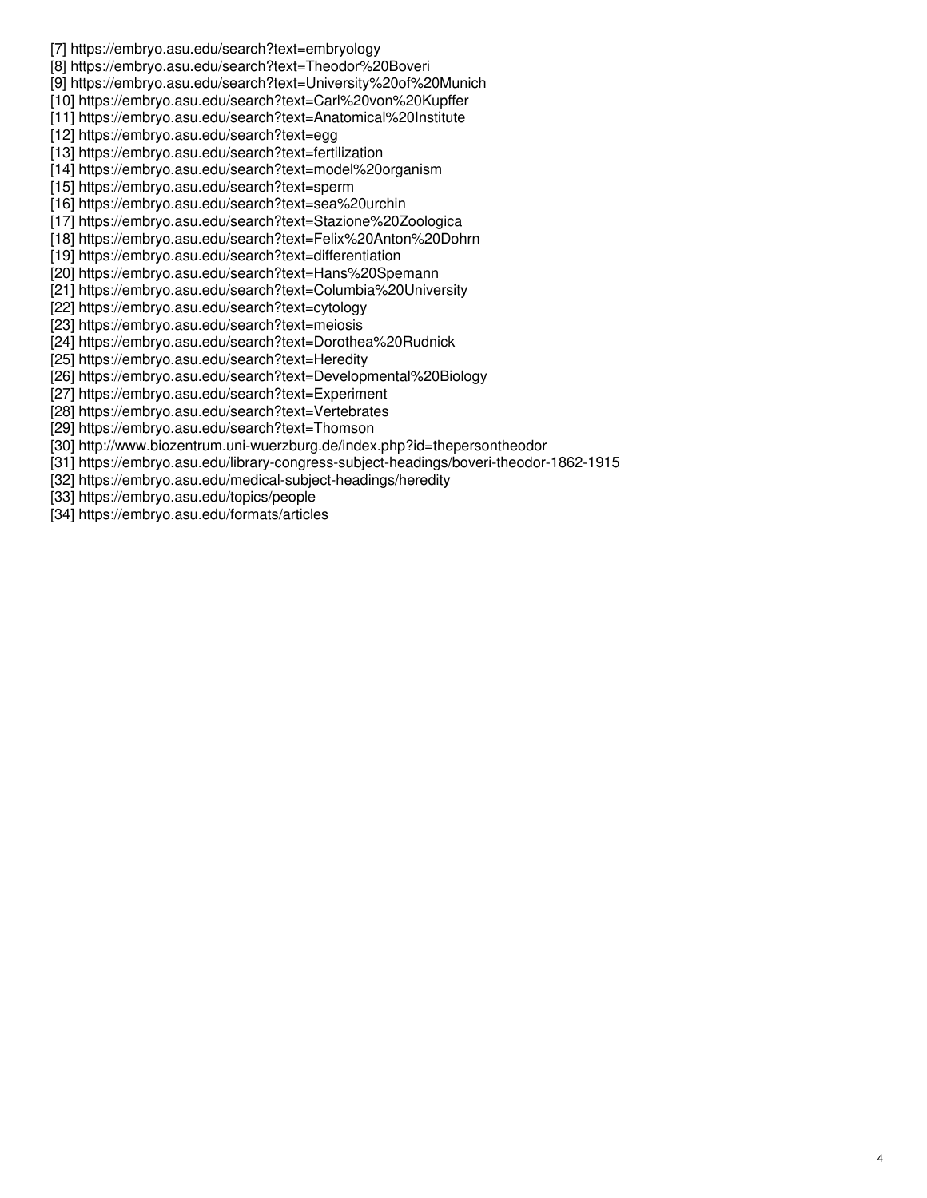[7] https://embryo.asu.edu/search?text=embryology
[8] https://embryo.asu.edu/search?text=Theodor%20Boveri
[9] https://embryo.asu.edu/search?text=University%20of%20Munich
[10] https://embryo.asu.edu/search?text=Carl%20von%20Kupffer
[11] https://embryo.asu.edu/search?text=Anatomical%20Institute
[12] https://embryo.asu.edu/search?text=egg
[13] https://embryo.asu.edu/search?text=fertilization
[14] https://embryo.asu.edu/search?text=model%20organism
[15] https://embryo.asu.edu/search?text=sperm
[16] https://embryo.asu.edu/search?text=sea%20urchin
[17] https://embryo.asu.edu/search?text=Stazione%20Zoologica
[18] https://embryo.asu.edu/search?text=Felix%20Anton%20Dohrn
[19] https://embryo.asu.edu/search?text=differentiation
[20] https://embryo.asu.edu/search?text=Hans%20Spemann
[21] https://embryo.asu.edu/search?text=Columbia%20University
[22] https://embryo.asu.edu/search?text=cytology
[23] https://embryo.asu.edu/search?text=meiosis
[24] https://embryo.asu.edu/search?text=Dorothea%20Rudnick
[25] https://embryo.asu.edu/search?text=Heredity
[26] https://embryo.asu.edu/search?text=Developmental%20Biology
[27] https://embryo.asu.edu/search?text=Experiment
[28] https://embryo.asu.edu/search?text=Vertebrates
[29] https://embryo.asu.edu/search?text=Thomson
[30] http://www.biozentrum.uni-wuerzburg.de/index.php?id=thepersontheodor
[31] https://embryo.asu.edu/library-congress-subject-headings/boveri-theodor-1862-1915
[32] https://embryo.asu.edu/medical-subject-headings/heredity
[33] https://embryo.asu.edu/topics/people
[34] https://embryo.asu.edu/formats/articles